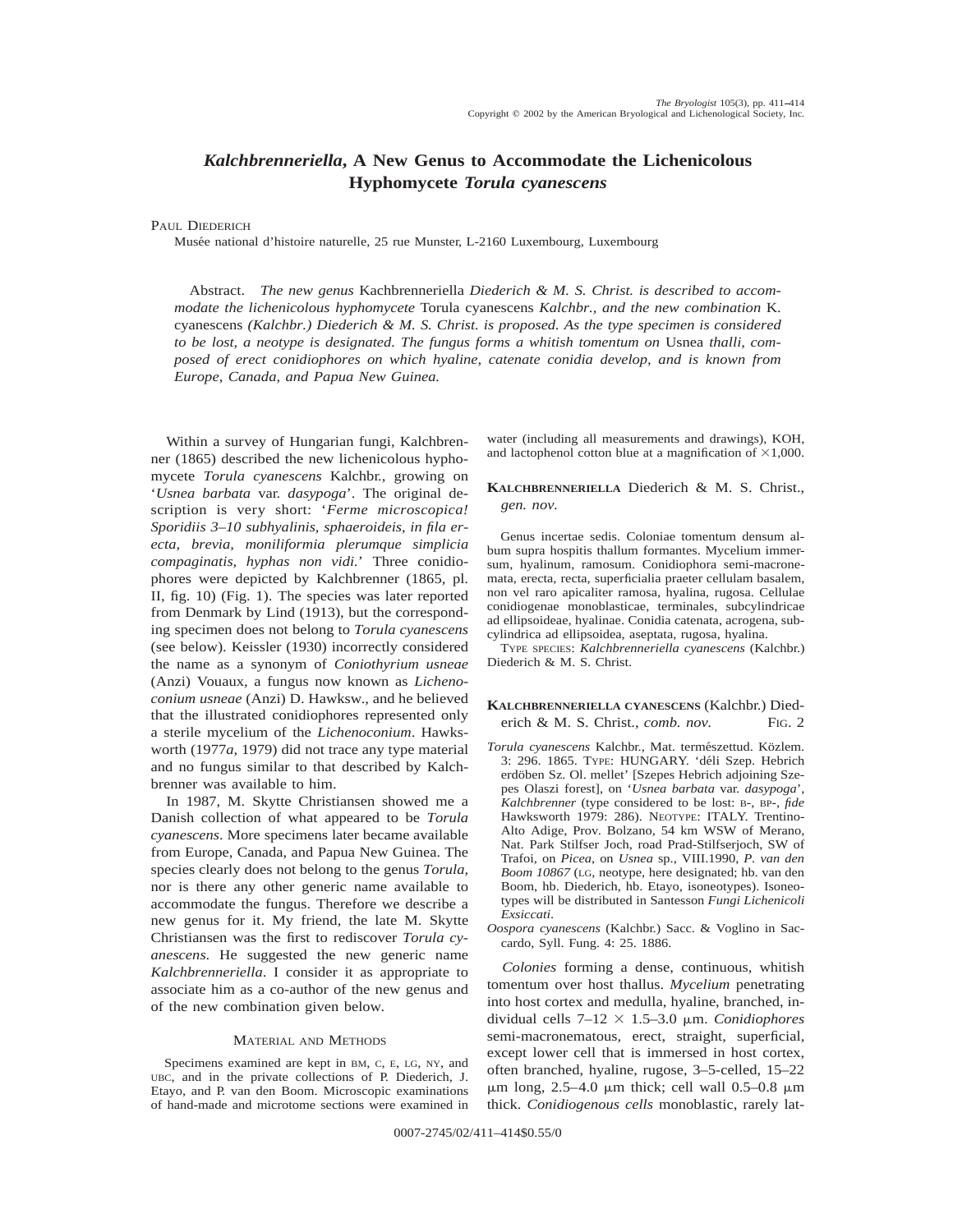# *Kalchbrenneriella*, A New Genus to Accommodate the Lichenicolous Hyphomycete *Torula cyanescens*

PAUL DIEDERICH

Musée national d'histoire naturelle, 25 rue Munster, L-2160 Luxembourg, Luxembourg

Abstract. *The new genus* Kachbrenneriella *Diederich & M. S. Christ. is described to accommodate the lichenicolous hyphomycete* Torula cyanescens *Kalchbr., and the new combination* K. cyanescens *(Kalchbr.) Diederich & M. S. Christ. is proposed. As the type specimen is considered to be lost, a neotype is designated. The fungus forms a whitish tomentum on* Usnea *thalli, composed of erect conidiophores on which hyaline, catenate conidia develop, and is known from Europe, Canada, and Papua New Guinea.*

Within a survey of Hungarian fungi, Kalchbrenner (1865) described the new lichenicolous hyphomycete *Torula cyanescens* Kalchbr., growing on '*Usnea barbata* var. *dasypoga*'. The original description is very short: '*Ferme microscopica! Sporidiis 3–10 subhyalinis, sphaeroideis, in fila erecta, brevia, moniliformia plerumque simplicia compaginatis, hyphas non vidi.*' Three conidiophores were depicted by Kalchbrenner (1865, pl. II, fig. 10) (Fig. 1). The species was later reported from Denmark by Lind (1913), but the corresponding specimen does not belong to *Torula cyanescens* (see below). Keissler (1930) incorrectly considered the name as a synonym of *Coniothyrium usneae* (Anzi) Vouaux, a fungus now known as *Lichenoconium usneae* (Anzi) D. Hawksw., and he believed that the illustrated conidiophores represented only a sterile mycelium of the *Lichenoconium*. Hawksworth (1977*a*, 1979) did not trace any type material and no fungus similar to that described by Kalchbrenner was available to him.

In 1987, M. Skytte Christiansen showed me a Danish collection of what appeared to be *Torula cyanescens*. More specimens later became available from Europe, Canada, and Papua New Guinea. The species clearly does not belong to the genus *Torula*, nor is there any other generic name available to accommodate the fungus. Therefore we describe a new genus for it. My friend, the late M. Skytte Christiansen was the first to rediscover *Torula cyanescens*. He suggested the new generic name *Kalchbrenneriella*. I consider it as appropriate to associate him as a co-author of the new genus and of the new combination given below.

## MATERIAL AND METHODS

Specimens examined are kept in BM, C, E, LG, NY, and UBC, and in the private collections of P. Diederich, J. Etayo, and P. van den Boom. Microscopic examinations of hand-made and microtome sections were examined in water (including all measurements and drawings), KOH, and lactophenol cotton blue at a magnification of ×1,000.

**KALCHBRENNERIELLA** Diederich & M. S. Christ., *gen. nov.*

Genus incertae sedis. Coloniae tomentum densum album supra hospitis thallum formantes. Mycelium immersum, hyalinum, ramosum. Conidiophora semi-macronemata, erecta, recta, superficialia praeter cellulam basalem, non vel raro apicaliter ramosa, hyalina, rugosa. Cellulae conidiogenae monoblasticae, terminales, subcylindricae ad ellipsoideae, hyalinae. Conidia catenata, acrogena, subcylindrica ad ellipsoidea, aseptata, rugosa, hyalina.

TYPE SPECIES: *Kalchbrenneriella cyanescens* (Kalchbr.) Diederich & M. S. Christ.

**KALCHBRENNERIELLA CYANESCENS** (Kalchbr.) Diederich & M. S. Christ., *comb. nov.* FIG. 2

*Torula cyanescens* Kalchbr., Mat. természettud. Közlem. 3: 296. 1865. TYPE: HUNGARY. 'déli Szep. Hebrich erdöben Sz. Ol. mellet' [Szepes Hebrich adjoining Szepes Olaszi forest], on '*Usnea barbata* var. *dasypoga*', *Kalchbrenner* (type considered to be lost: B-, BP-, *fide* Hawksworth 1979: 286). NEOTYPE: ITALY. Trentino-Alto Adige, Prov. Bolzano, 54 km WSW of Merano, Nat. Park Stilfser Joch, road Prad-Stilfserjoch, SW of Trafoi, on *Picea*, on *Usnea* sp., VIII.1990, *P. van den Boom 10867* (LG, neotype, here designated; hb. van den Boom, hb. Diederich, hb. Etayo, isoneotypes). Isoneotypes will be distributed in Santesson *Fungi Lichenicoli Exsiccati*.

*Oospora cyanescens* (Kalchbr.) Sacc. & Voglino in Saccardo, Syll. Fung. 4: 25. 1886.

*Colonies* forming a dense, continuous, whitish tomentum over host thallus. *Mycelium* penetrating into host cortex and medulla, hyaline, branched, individual cells 7–12 × 1.5–3.0 μm. *Conidiophores* semi-macronematous, erect, straight, superficial, except lower cell that is immersed in host cortex, often branched, hyaline, rugose, 3–5-celled, 15–22 μm long, 2.5–4.0 μm thick; cell wall 0.5–0.8 μm thick. *Conidiogenous cells* monoblastic, rarely lat-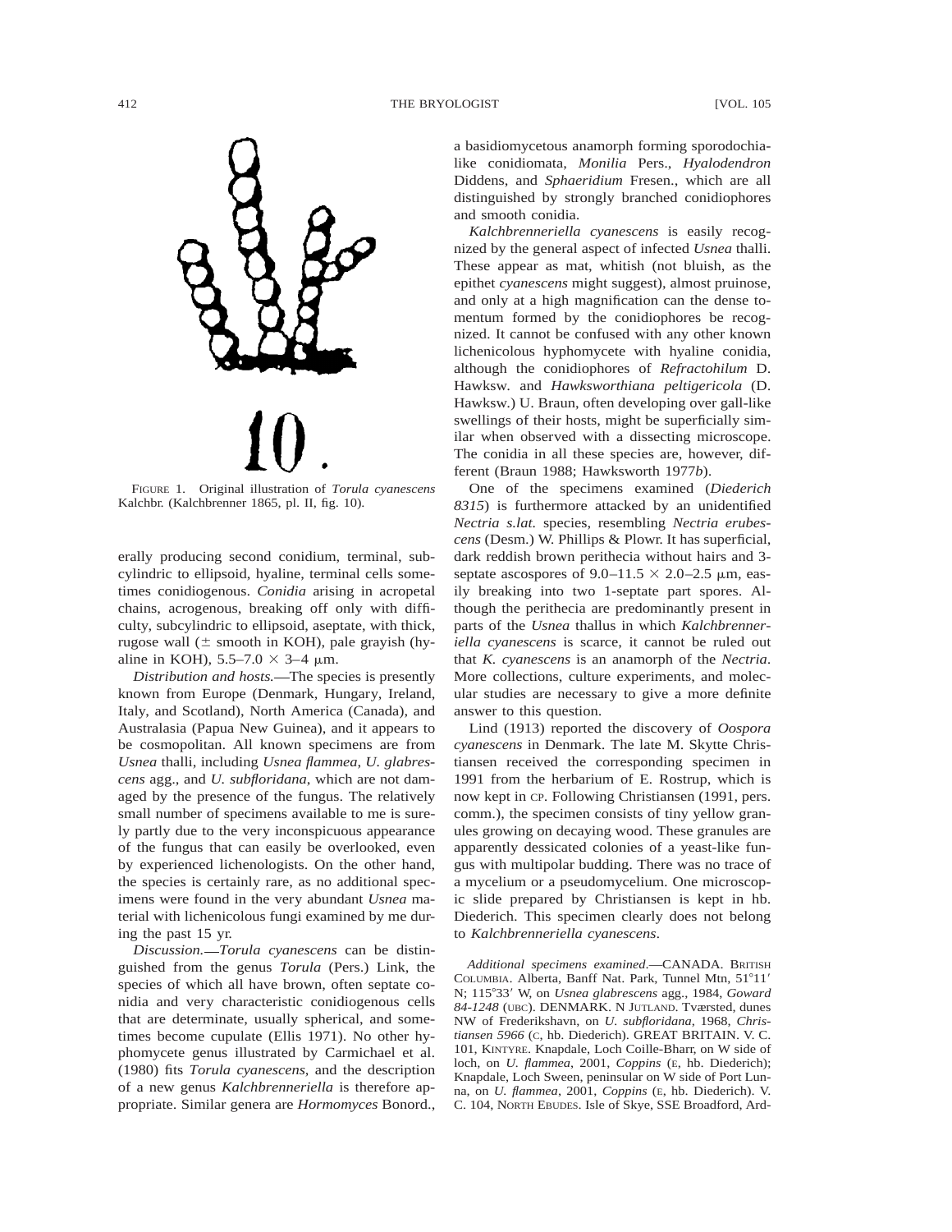FIGURE 1. Original illustration of *Torula cyanescens* Kalchbr. (Kalchbrenner 1865, pl. II, fig. 10).

erally producing second conidium, terminal, subcylindric to ellipsoid, hyaline, terminal cells sometimes conidiogenous. *Conidia* arising in acropetal chains, acrogenous, breaking off only with difficulty, subcylindric to ellipsoid, aseptate, with thick, rugose wall (± smooth in KOH), pale grayish (hyaline in KOH), 5.5–7.0 × 3–4 μm.

*Distribution and hosts.*—The species is presently known from Europe (Denmark, Hungary, Ireland, Italy, and Scotland), North America (Canada), and Australasia (Papua New Guinea), and it appears to be cosmopolitan. All known specimens are from *Usnea* thalli, including *Usnea flammea*, *U. glabrescens* agg., and *U. subfloridana*, which are not damaged by the presence of the fungus. The relatively small number of specimens available to me is surely partly due to the very inconspicuous appearance of the fungus that can easily be overlooked, even by experienced lichenologists. On the other hand, the species is certainly rare, as no additional specimens were found in the very abundant *Usnea* material with lichenicolous fungi examined by me during the past 15 yr.

*Discussion.*—*Torula cyanescens* can be distinguished from the genus *Torula* (Pers.) Link, the species of which all have brown, often septate conidia and very characteristic conidiogenous cells that are determinate, usually spherical, and sometimes become cupulate (Ellis 1971). No other hyphomycete genus illustrated by Carmichael et al. (1980) fits *Torula cyanescens*, and the description of a new genus *Kalchbrenneriella* is therefore appropriate. Similar genera are *Hormomyces* Bonord., a basidiomycetous anamorph forming sporodochia-like conidiomata, *Monilia* Pers., *Hyalodendron* Diddens, and *Sphaeridium* Fresen., which are all distinguished by strongly branched conidiophores and smooth conidia.

*Kalchbrenneriella cyanescens* is easily recognized by the general aspect of infected *Usnea* thalli. These appear as mat, whitish (not bluish, as the epithet *cyanescens* might suggest), almost pruinose, and only at a high magnification can the dense tomentum formed by the conidiophores be recognized. It cannot be confused with any other known lichenicolous hyphomycete with hyaline conidia, although the conidiophores of *Refractohilum* D. Hawksw. and *Hawksworthiana peltigericola* (D. Hawksw.) U. Braun, often developing over gall-like swellings of their hosts, might be superficially similar when observed with a dissecting microscope. The conidia in all these species are, however, different (Braun 1988; Hawksworth 1977*b*).

One of the specimens examined (*Diederich 8315*) is furthermore attacked by an unidentified *Nectria s.lat.* species, resembling *Nectria erubescens* (Desm.) W. Phillips & Plowr. It has superficial, dark reddish brown perithecia without hairs and 3-septate ascospores of 9.0–11.5 × 2.0–2.5 μm, easily breaking into two 1-septate part spores. Although the perithecia are predominantly present in parts of the *Usnea* thallus in which *Kalchbrenneriella cyanescens* is scarce, it cannot be ruled out that *K. cyanescens* is an anamorph of the *Nectria*. More collections, culture experiments, and molecular studies are necessary to give a more definite answer to this question.

Lind (1913) reported the discovery of *Oospora cyanescens* in Denmark. The late M. Skytte Christiansen received the corresponding specimen in 1991 from the herbarium of E. Rostrup, which is now kept in CP. Following Christiansen (1991, pers. comm.), the specimen consists of tiny yellow granules growing on decaying wood. These granules are apparently dessicated colonies of a yeast-like fungus with multipolar budding. There was no trace of a mycelium or a pseudomycelium. One microscopic slide prepared by Christiansen is kept in hb. Diederich. This specimen clearly does not belong to *Kalchbrenneriella cyanescens*.

*Additional specimens examined.*—CANADA. BRITISH COLUMBIA. Alberta, Banff Nat. Park, Tunnel Mtn, 51°11′ N; 115°33′ W, on *Usnea glabrescens* agg., 1984, *Goward 84-1248* (UBC). DENMARK. N JUTLAND. Tværsted, dunes NW of Frederikshavn, on *U. subfloridana*, 1968, *Christiansen 5966* (C, hb. Diederich). GREAT BRITAIN. V. C. 101, KINTYRE. Knapdale, Loch Coille-Bharr, on W side of loch, on *U. flammea*, 2001, *Coppins* (E, hb. Diederich); Knapdale, Loch Sween, peninsular on W side of Port Lunna, on *U. flammea*, 2001, *Coppins* (E, hb. Diederich). V. C. 104, NORTH EBUDES. Isle of Skye, SSE Broadford, Ard-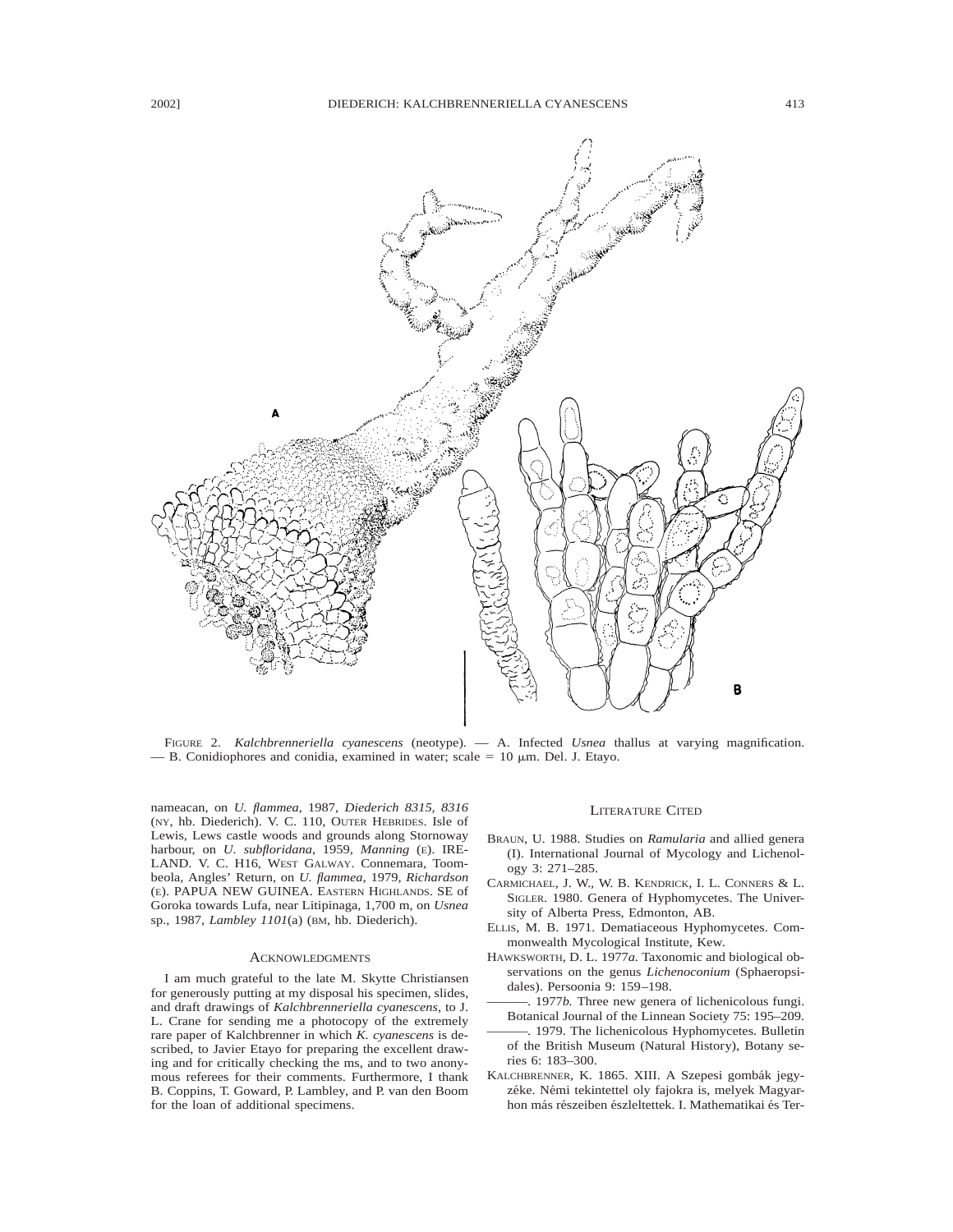FIGURE 2. *Kalchbrenneriella cyanescens* (neotype). — A. Infected *Usnea* thallus at varying magnification. — B. Conidiophores and conidia, examined in water; scale = 10 μm. Del. J. Etayo.

nameacan, on *U. flammea*, 1987, *Diederich 8315, 8316* (NY, hb. Diederich). V. C. 110, OUTER HEBRIDES. Isle of Lewis, Lews castle woods and grounds along Stornoway harbour, on *U. subfloridana*, 1959, *Manning* (E). IRELAND. V. C. H16, WEST GALWAY. Connemara, Toombeola, Angles' Return, on *U. flammea*, 1979, *Richardson* (E). PAPUA NEW GUINEA. EASTERN HIGHLANDS. SE of Goroka towards Lufa, near Litipinaga, 1,700 m, on *Usnea* sp., 1987, *Lambley 1101*(a) (BM, hb. Diederich).

## ACKNOWLEDGMENTS

I am much grateful to the late M. Skytte Christiansen for generously putting at my disposal his specimen, slides, and draft drawings of *Kalchbrenneriella cyanescens*, to J. L. Crane for sending me a photocopy of the extremely rare paper of Kalchbrenner in which *K. cyanescens* is described, to Javier Etayo for preparing the excellent drawing and for critically checking the ms, and to two anonymous referees for their comments. Furthermore, I thank B. Coppins, T. Goward, P. Lambley, and P. van den Boom for the loan of additional specimens.

## LITERATURE CITED

BRAUN, U. 1988. Studies on *Ramularia* and allied genera (I). International Journal of Mycology and Lichenology 3: 271–285.

CARMICHAEL, J. W., W. B. KENDRICK, I. L. CONNERS & L. SIGLER. 1980. Genera of Hyphomycetes. The University of Alberta Press, Edmonton, AB.

ELLIS, M. B. 1971. Dematiaceous Hyphomycetes. Commonwealth Mycological Institute, Kew.

HAWKSWORTH, D. L. 1977*a*. Taxonomic and biological observations on the genus *Lichenoconium* (Sphaeropsidales). Persoonia 9: 159–198.

———. 1977*b*. Three new genera of lichenicolous fungi. Botanical Journal of the Linnean Society 75: 195–209.

———. 1979. The lichenicolous Hyphomycetes. Bulletin of the British Museum (Natural History), Botany series 6: 183–300.

KALCHBRENNER, K. 1865. XIII. A Szepesi gombák jegyzéke. Némi tekintettel oly fajokra is, melyek Magyarhon más részeiben észleltettek. I. Mathematikai és Ter-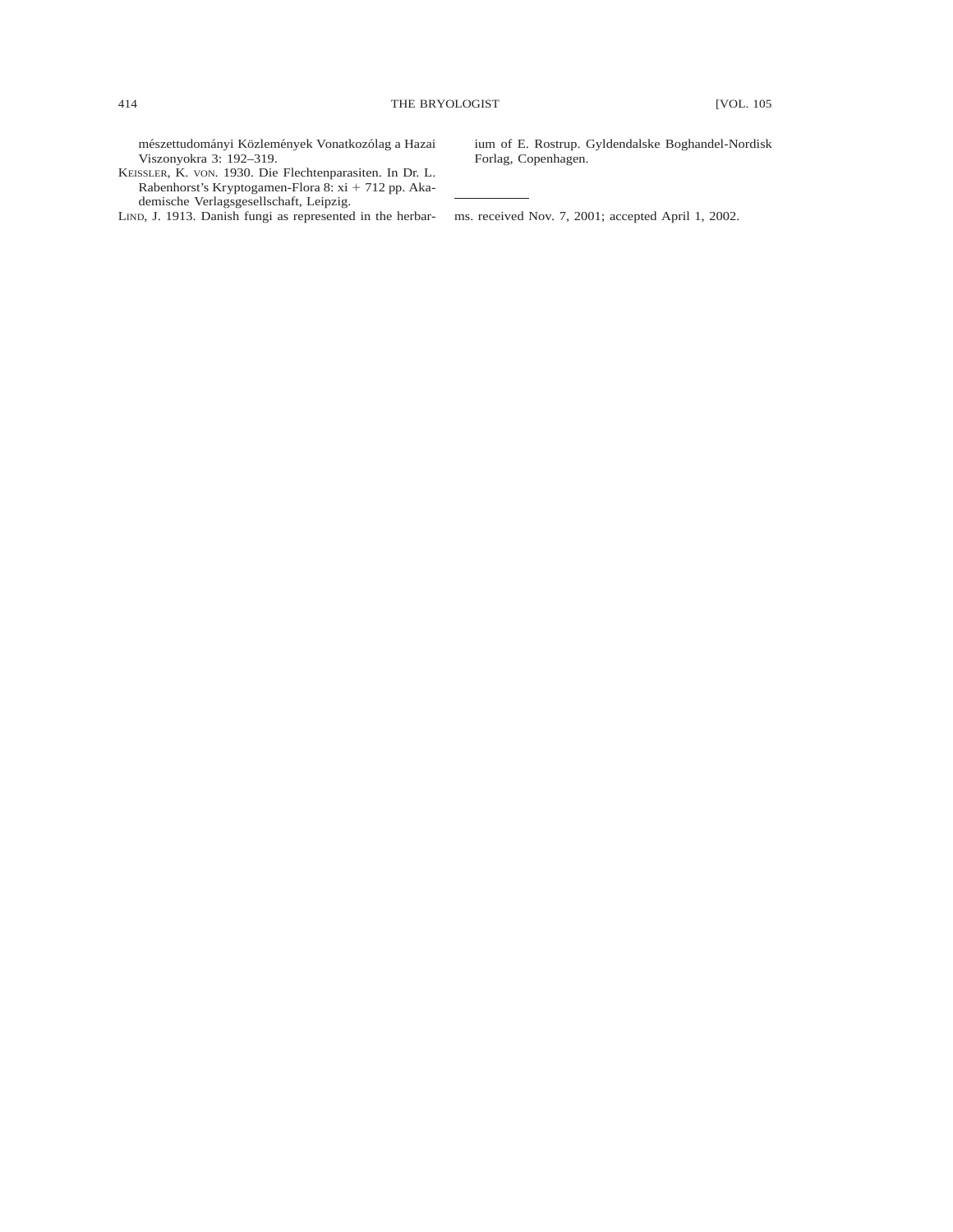mészettudományi Közlemények Vonatkozólag a Hazai Viszonyokra 3: 192–319.

KEISSLER, K. VON. 1930. Die Flechtenparasiten. In Dr. L. Rabenhorst's Kryptogamen-Flora 8: xi + 712 pp. Akademische Verlagsgesellschaft, Leipzig.

LIND, J. 1913. Danish fungi as represented in the herbarium of E. Rostrup. Gyldendalske Boghandel-Nordisk Forlag, Copenhagen.

---

ms. received Nov. 7, 2001; accepted April 1, 2002.